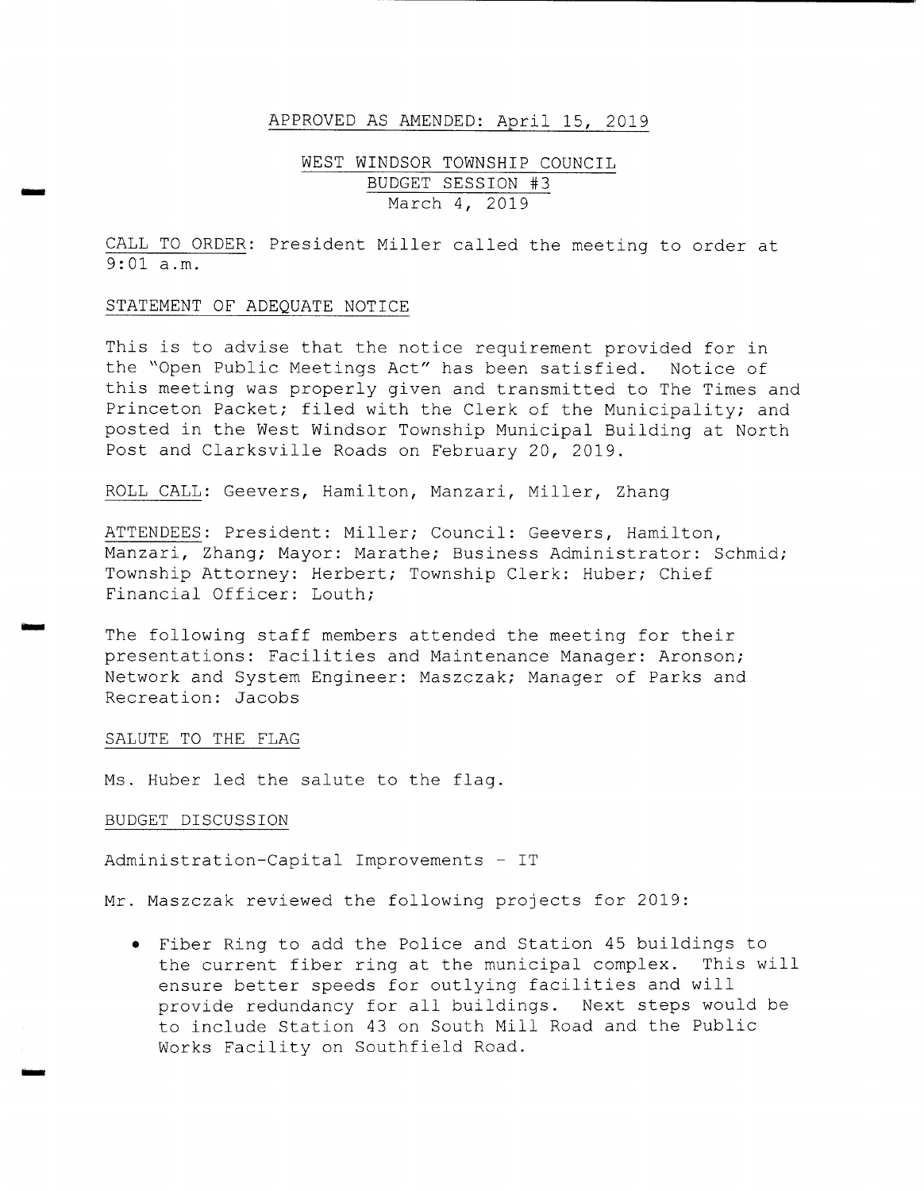APPROVED AS AMENDED: April 15, 2019

# WEST WINDSOR TOWNSHIP COUNCIL
## BUDGET SESSION #3
### March 4, 2019

CALL TO ORDER: President Miller called the meeting to order at 9:01 a.m.

STATEMENT OF ADEQUATE NOTICE

This is to advise that the notice requirement provided for in the "Open Public Meetings Act" has been satisfied. Notice of this meeting was properly given and transmitted to The Times and Princeton Packet; filed with the Clerk of the Municipality; and posted in the West Windsor Township Municipal Building at North Post and Clarksville Roads on February 20, 2019.

ROLL CALL: Geevers, Hamilton, Manzari, Miller, Zhang

ATTENDEES: President: Miller; Council: Geevers, Hamilton, Manzari, Zhang; Mayor: Marathe; Business Administrator: Schmid; Township Attorney: Herbert; Township Clerk: Huber; Chief Financial Officer: Louth;

The following staff members attended the meeting for their presentations: Facilities and Maintenance Manager: Aronson; Network and System Engineer: Maszczak; Manager of Parks and Recreation: Jacobs

SALUTE TO THE FLAG

Ms. Huber led the salute to the flag.

BUDGET DISCUSSION

Administration-Capital Improvements - IT

Mr. Maszczak reviewed the following projects for 2019:

- Fiber Ring to add the Police and Station 45 buildings to the current fiber ring at the municipal complex. This will ensure better speeds for outlying facilities and will provide redundancy for all buildings. Next steps would be to include Station 43 on South Mill Road and the Public Works Facility on Southfield Road.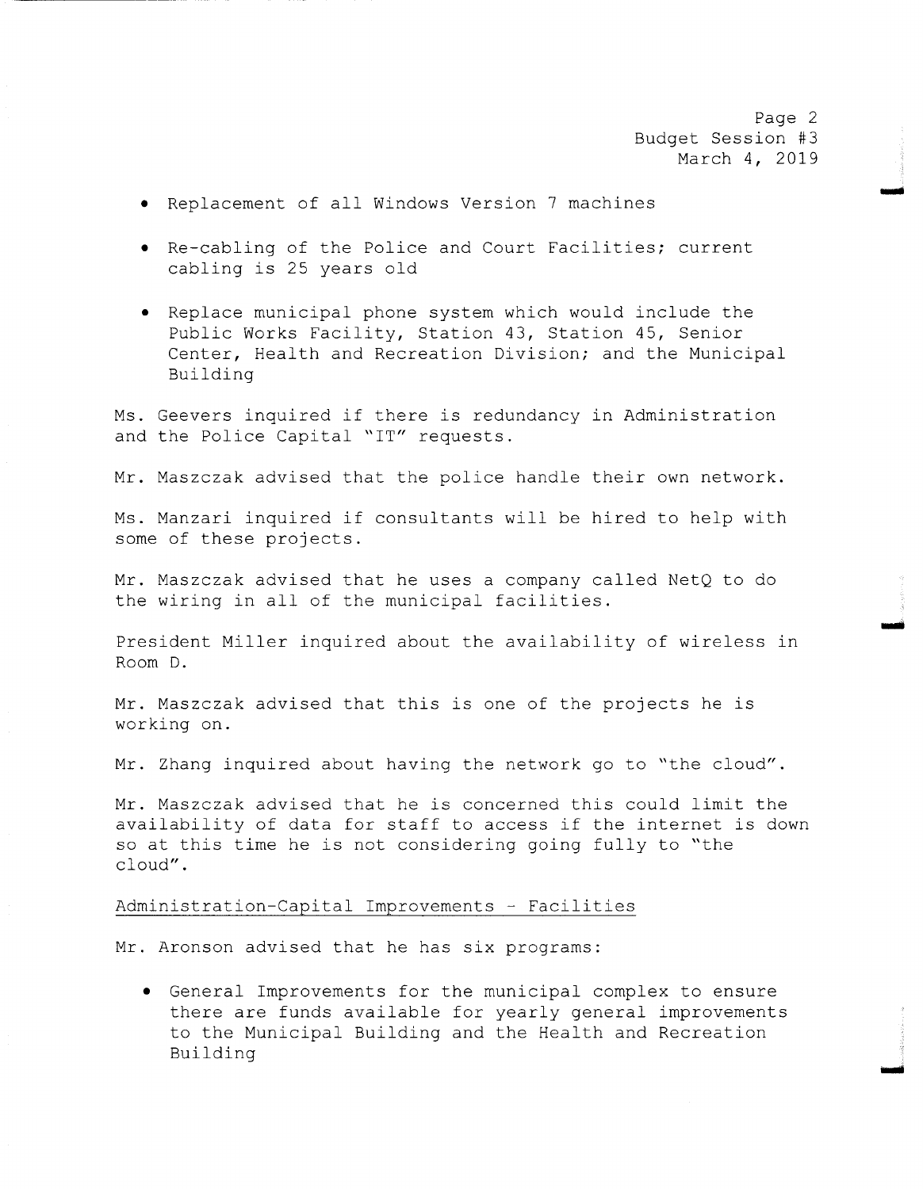- Replacement of all Windows Version 7 machines

- Re-cabling of the Police and Court Facilities; current cabling is 25 years old

- Replace municipal phone system which would include the Public Works Facility, Station 43, Station 45, Senior Center, Health and Recreation Division; and the Municipal Building

Ms. Geevers inquired if there is redundancy in Administration and the Police Capital "IT" requests.

Mr. Maszczak advised that the police handle their own network.

Ms. Manzari inquired if consultants will be hired to help with some of these projects.

Mr. Maszczak advised that he uses a company called NetQ to do the wiring in all of the municipal facilities.

President Miller inquired about the availability of wireless in Room D.

Mr. Maszczak advised that this is one of the projects he is working on.

Mr. Zhang inquired about having the network go to "the cloud".

Mr. Maszczak advised that he is concerned this could limit the availability of data for staff to access if the internet is down so at this time he is not considering going fully to "the cloud".

<u>Administration-Capital Improvements - Facilities</u>

Mr. Aronson advised that he has six programs:

- General Improvements for the municipal complex to ensure there are funds available for yearly general improvements to the Municipal Building and the Health and Recreation Building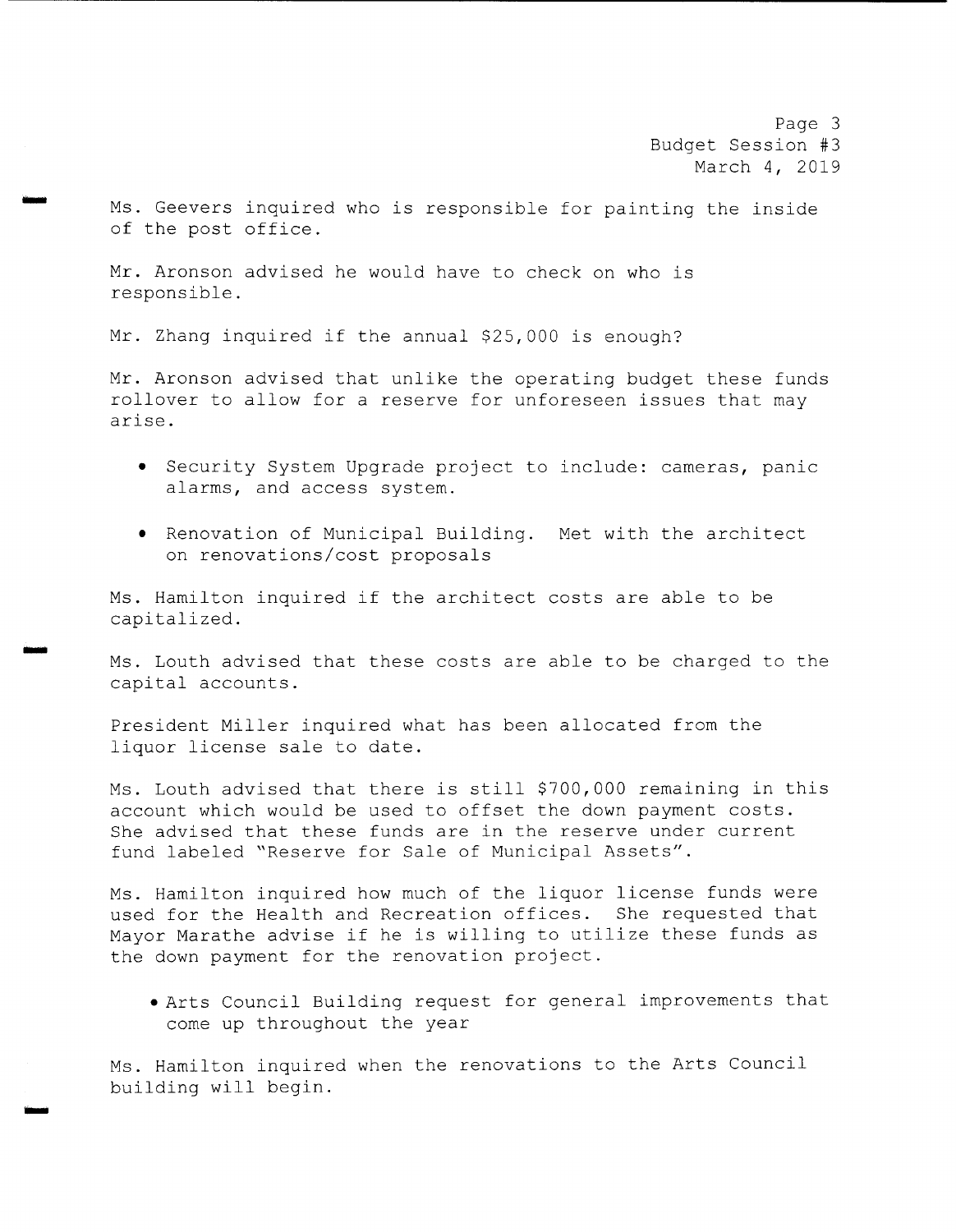Ms. Geevers inquired who is responsible for painting the inside of the post office.

Mr. Aronson advised he would have to check on who is responsible.

Mr. Zhang inquired if the annual $25,000 is enough?

Mr. Aronson advised that unlike the operating budget these funds rollover to allow for a reserve for unforeseen issues that may arise.

- Security System Upgrade project to include: cameras, panic alarms, and access system.

- Renovation of Municipal Building. Met with the architect on renovations/cost proposals

Ms. Hamilton inquired if the architect costs are able to be capitalized.

Ms. Louth advised that these costs are able to be charged to the capital accounts.

President Miller inquired what has been allocated from the liquor license sale to date.

Ms. Louth advised that there is still $700,000 remaining in this account which would be used to offset the down payment costs. She advised that these funds are in the reserve under current fund labeled "Reserve for Sale of Municipal Assets".

Ms. Hamilton inquired how much of the liquor license funds were used for the Health and Recreation offices. She requested that Mayor Marathe advise if he is willing to utilize these funds as the down payment for the renovation project.

- Arts Council Building request for general improvements that come up throughout the year

Ms. Hamilton inquired when the renovations to the Arts Council building will begin.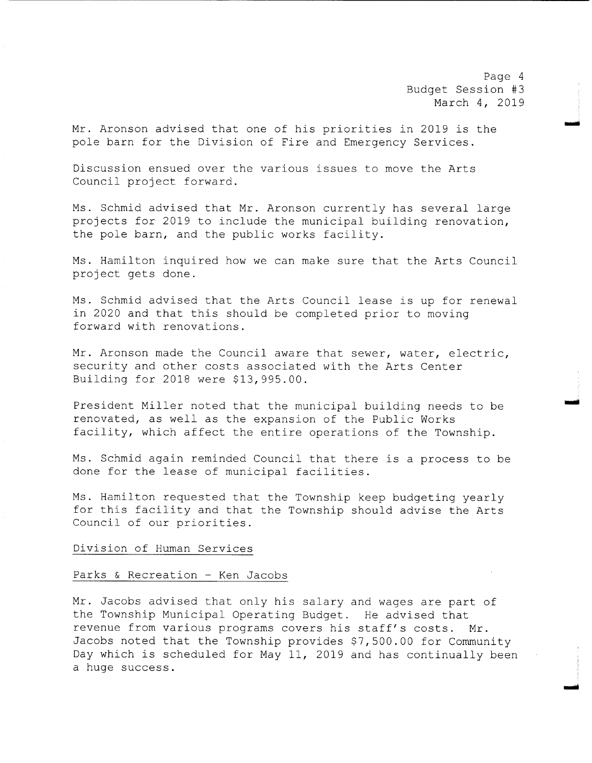Mr. Aronson advised that one of his priorities in 2019 is the pole barn for the Division of Fire and Emergency Services.

Discussion ensued over the various issues to move the Arts Council project forward.

Ms. Schmid advised that Mr. Aronson currently has several large projects for 2019 to include the municipal building renovation, the pole barn, and the public works facility.

Ms. Hamilton inquired how we can make sure that the Arts Council project gets done.

Ms. Schmid advised that the Arts Council lease is up for renewal in 2020 and that this should be completed prior to moving forward with renovations.

Mr. Aronson made the Council aware that sewer, water, electric, security and other costs associated with the Arts Center Building for 2018 were $13,995.00.

President Miller noted that the municipal building needs to be renovated, as well as the expansion of the Public Works facility, which affect the entire operations of the Township.

Ms. Schmid again reminded Council that there is a process to be done for the lease of municipal facilities.

Ms. Hamilton requested that the Township keep budgeting yearly for this facility and that the Township should advise the Arts Council of our priorities.

Division of Human Services

Parks & Recreation - Ken Jacobs

Mr. Jacobs advised that only his salary and wages are part of the Township Municipal Operating Budget. He advised that revenue from various programs covers his staff's costs. Mr. Jacobs noted that the Township provides $7,500.00 for Community Day which is scheduled for May 11, 2019 and has continually been a huge success.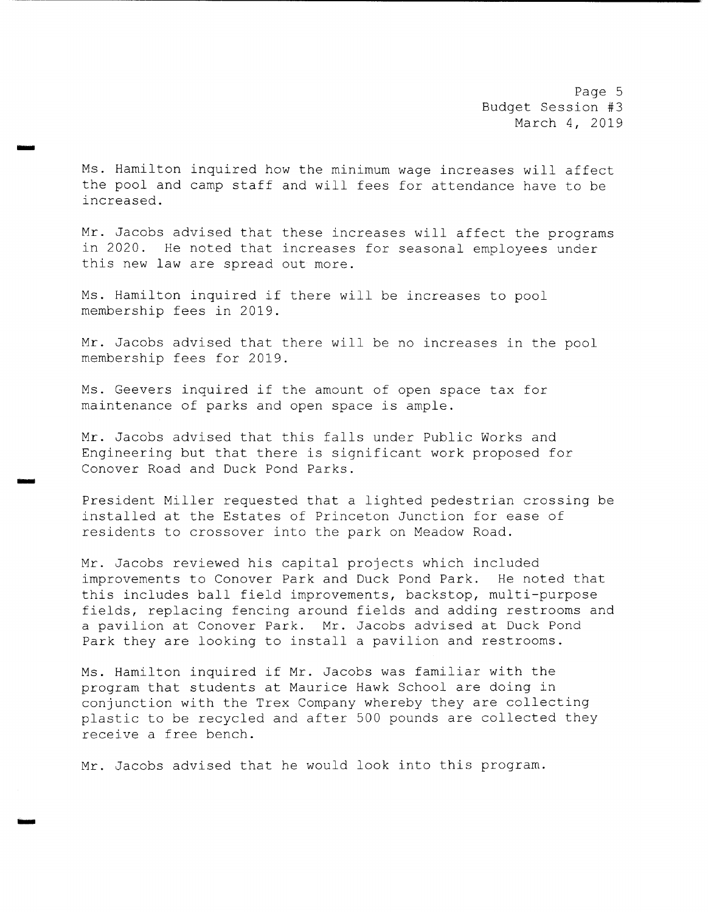Ms. Hamilton inquired how the minimum wage increases will affect the pool and camp staff and will fees for attendance have to be increased.

Mr. Jacobs advised that these increases will affect the programs in 2020. He noted that increases for seasonal employees under this new law are spread out more.

Ms. Hamilton inquired if there will be increases to pool membership fees in 2019.

Mr. Jacobs advised that there will be no increases in the pool membership fees for 2019.

Ms. Geevers inquired if the amount of open space tax for maintenance of parks and open space is ample.

Mr. Jacobs advised that this falls under Public Works and Engineering but that there is significant work proposed for Conover Road and Duck Pond Parks.

President Miller requested that a lighted pedestrian crossing be installed at the Estates of Princeton Junction for ease of residents to crossover into the park on Meadow Road.

Mr. Jacobs reviewed his capital projects which included improvements to Conover Park and Duck Pond Park. He noted that this includes ball field improvements, backstop, multi-purpose fields, replacing fencing around fields and adding restrooms and a pavilion at Conover Park. Mr. Jacobs advised at Duck Pond Park they are looking to install a pavilion and restrooms.

Ms. Hamilton inquired if Mr. Jacobs was familiar with the program that students at Maurice Hawk School are doing in conjunction with the Trex Company whereby they are collecting plastic to be recycled and after 500 pounds are collected they receive a free bench.

Mr. Jacobs advised that he would look into this program.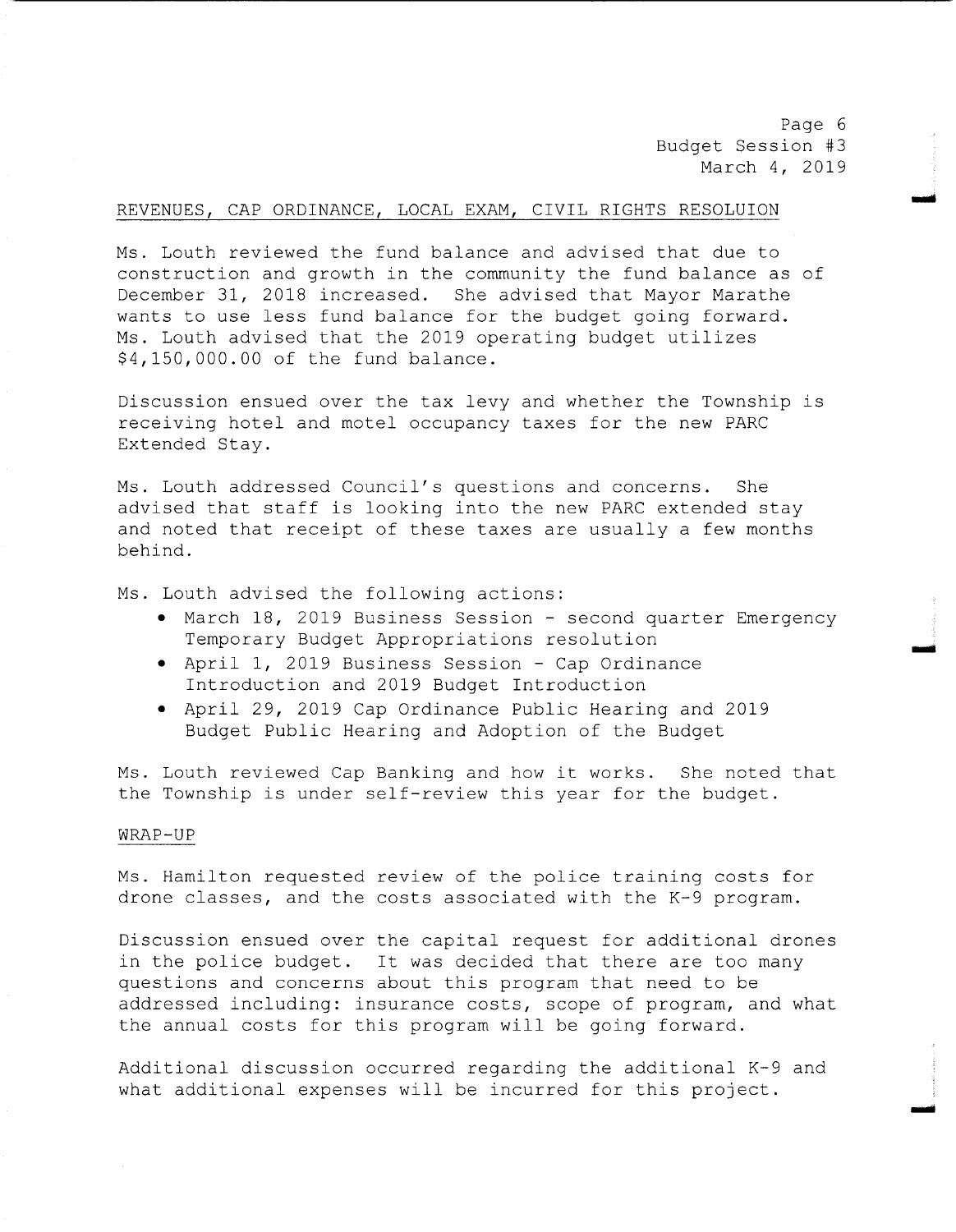## REVENUES, CAP ORDINANCE, LOCAL EXAM, CIVIL RIGHTS RESOLUION

Ms. Louth reviewed the fund balance and advised that due to construction and growth in the community the fund balance as of December 31, 2018 increased. She advised that Mayor Marathe wants to use less fund balance for the budget going forward. Ms. Louth advised that the 2019 operating budget utilizes $4,150,000.00 of the fund balance.

Discussion ensued over the tax levy and whether the Township is receiving hotel and motel occupancy taxes for the new PARC Extended Stay.

Ms. Louth addressed Council's questions and concerns. She advised that staff is looking into the new PARC extended stay and noted that receipt of these taxes are usually a few months behind.

Ms. Louth advised the following actions:

- March 18, 2019 Business Session - second quarter Emergency Temporary Budget Appropriations resolution
- April 1, 2019 Business Session - Cap Ordinance Introduction and 2019 Budget Introduction
- April 29, 2019 Cap Ordinance Public Hearing and 2019 Budget Public Hearing and Adoption of the Budget

Ms. Louth reviewed Cap Banking and how it works. She noted that the Township is under self-review this year for the budget.

## WRAP-UP

Ms. Hamilton requested review of the police training costs for drone classes, and the costs associated with the K-9 program.

Discussion ensued over the capital request for additional drones in the police budget. It was decided that there are too many questions and concerns about this program that need to be addressed including: insurance costs, scope of program, and what the annual costs for this program will be going forward.

Additional discussion occurred regarding the additional K-9 and what additional expenses will be incurred for this project.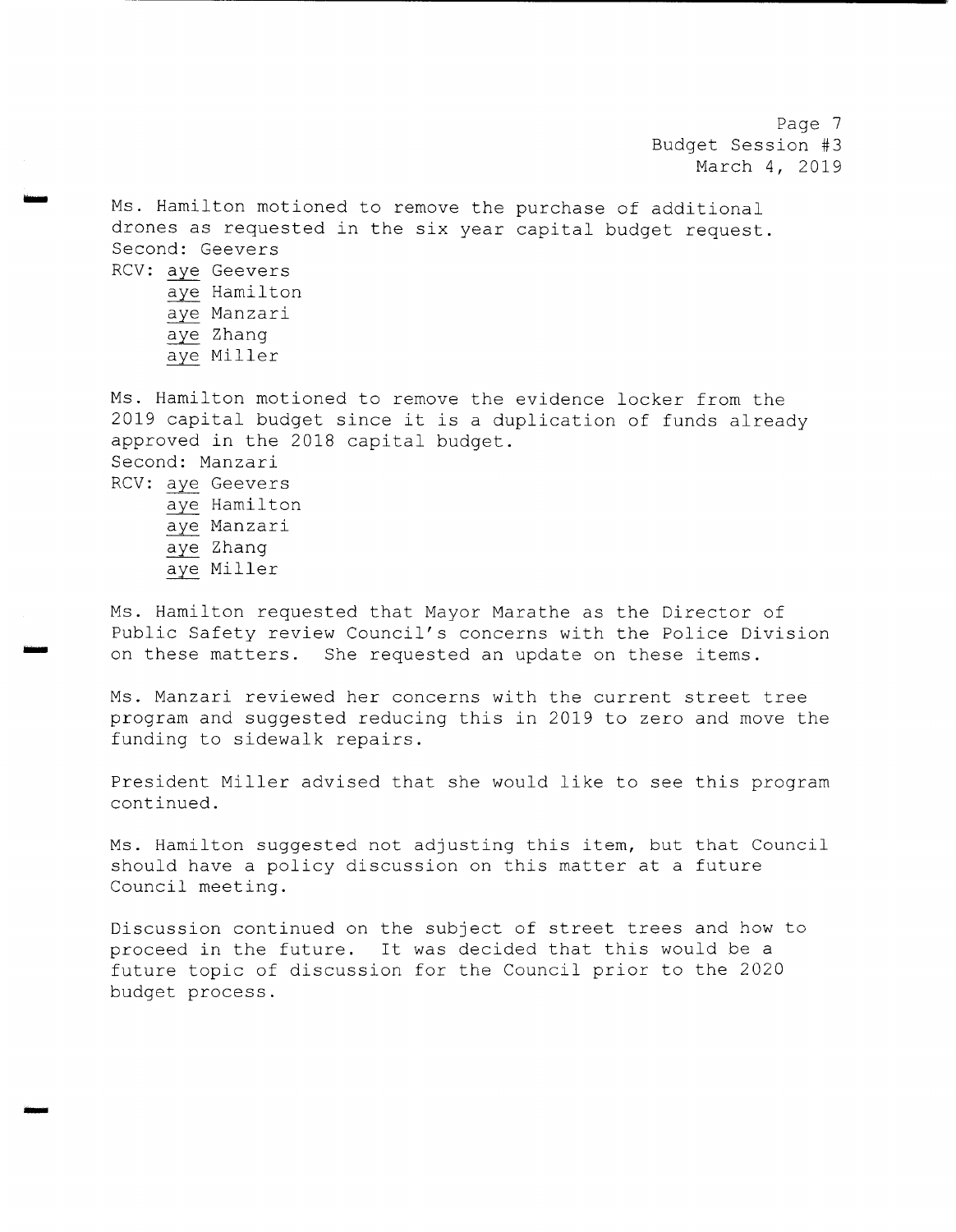Ms. Hamilton motioned to remove the purchase of additional drones as requested in the six year capital budget request.
Second: Geevers
RCV: aye Geevers
aye Hamilton
aye Manzari
aye Zhang
aye Miller

Ms. Hamilton motioned to remove the evidence locker from the 2019 capital budget since it is a duplication of funds already approved in the 2018 capital budget.
Second: Manzari
RCV: aye Geevers
aye Hamilton
aye Manzari
aye Zhang
aye Miller

Ms. Hamilton requested that Mayor Marathe as the Director of Public Safety review Council's concerns with the Police Division on these matters. She requested an update on these items.

Ms. Manzari reviewed her concerns with the current street tree program and suggested reducing this in 2019 to zero and move the funding to sidewalk repairs.

President Miller advised that she would like to see this program continued.

Ms. Hamilton suggested not adjusting this item, but that Council should have a policy discussion on this matter at a future Council meeting.

Discussion continued on the subject of street trees and how to proceed in the future. It was decided that this would be a future topic of discussion for the Council prior to the 2020 budget process.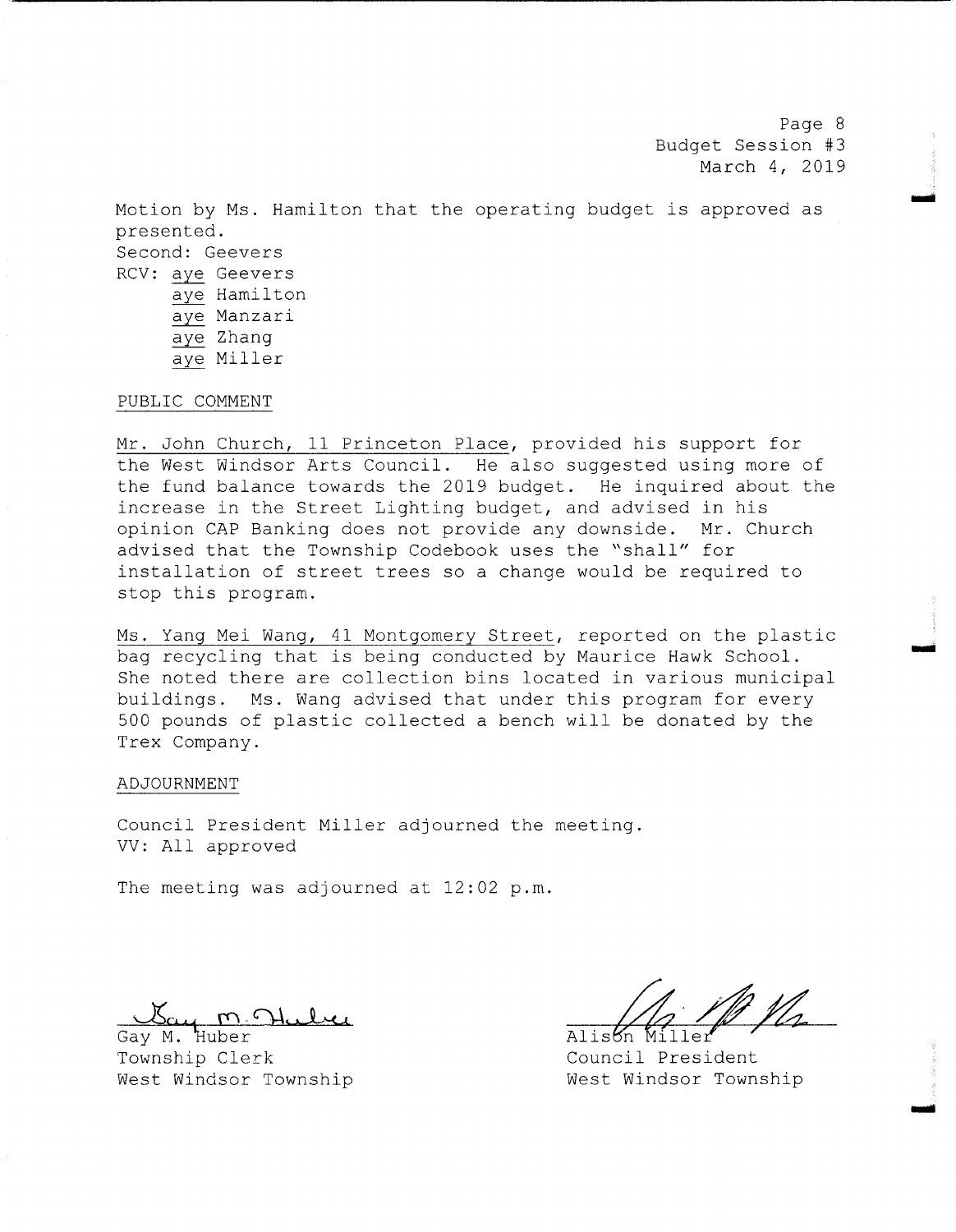Motion by Ms. Hamilton that the operating budget is approved as presented.
Second: Geevers
RCV: aye Geevers
aye Hamilton
aye Manzari
aye Zhang
aye Miller

## PUBLIC COMMENT

Mr. John Church, 11 Princeton Place, provided his support for the West Windsor Arts Council. He also suggested using more of the fund balance towards the 2019 budget. He inquired about the increase in the Street Lighting budget, and advised in his opinion CAP Banking does not provide any downside. Mr. Church advised that the Township Codebook uses the "shall" for installation of street trees so a change would be required to stop this program.

Ms. Yang Mei Wang, 41 Montgomery Street, reported on the plastic bag recycling that is being conducted by Maurice Hawk School. She noted there are collection bins located in various municipal buildings. Ms. Wang advised that under this program for every 500 pounds of plastic collected a bench will be donated by the Trex Company.

## ADJOURNMENT

Council President Miller adjourned the meeting.
VV: All approved

The meeting was adjourned at 12:02 p.m.

Gay M. Huber
Township Clerk
West Windsor Township

Alison Miller
Council President
West Windsor Township